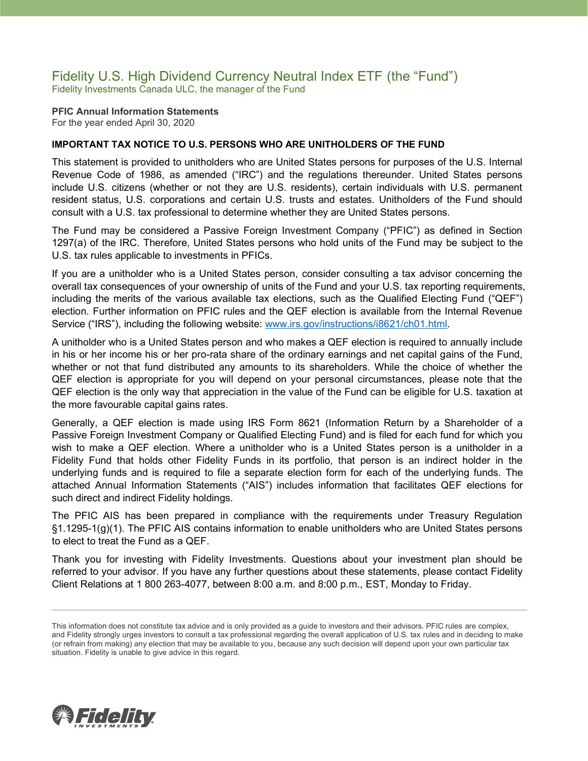# Fidelity U.S. High Dividend Currency Neutral Index ETF (the "Fund")

Fidelity Investments Canada ULC, the manager of the Fund

**PFIC Annual Information Statements**

For the year ended April 30, 2020

**IMPORTANT TAX NOTICE TO U.S. PERSONS WHO ARE UNITHOLDERS OF THE FUND**

This statement is provided to unitholders who are United States persons for purposes of the U.S. Internal Revenue Code of 1986, as amended ("IRC") and the regulations thereunder. United States persons include U.S. citizens (whether or not they are U.S. residents), certain individuals with U.S. permanent resident status, U.S. corporations and certain U.S. trusts and estates. Unitholders of the Fund should consult with a U.S. tax professional to determine whether they are United States persons.

The Fund may be considered a Passive Foreign Investment Company ("PFIC") as defined in Section 1297(a) of the IRC. Therefore, United States persons who hold units of the Fund may be subject to the U.S. tax rules applicable to investments in PFICs.

If you are a unitholder who is a United States person, consider consulting a tax advisor concerning the overall tax consequences of your ownership of units of the Fund and your U.S. tax reporting requirements, including the merits of the various available tax elections, such as the Qualified Electing Fund ("QEF") election. Further information on PFIC rules and the QEF election is available from the Internal Revenue Service ("IRS"), including the following website: [www.irs.gov/instructions/i8621/ch01.html](http://www.irs.gov/instructions/i8621/ch01.html).

A unitholder who is a United States person and who makes a QEF election is required to annually include in his or her income his or her pro-rata share of the ordinary earnings and net capital gains of the Fund, whether or not that fund distributed any amounts to its shareholders. While the choice of whether the QEF election is appropriate for you will depend on your personal circumstances, please note that the QEF election is the only way that appreciation in the value of the Fund can be eligible for U.S. taxation at the more favourable capital gains rates.

Generally, a QEF election is made using IRS Form 8621 (Information Return by a Shareholder of a Passive Foreign Investment Company or Qualified Electing Fund) and is filed for each fund for which you wish to make a QEF election. Where a unitholder who is a United States person is a unitholder in a Fidelity Fund that holds other Fidelity Funds in its portfolio, that person is an indirect holder in the underlying funds and is required to file a separate election form for each of the underlying funds. The attached Annual Information Statements ("AIS") includes information that facilitates QEF elections for such direct and indirect Fidelity holdings.

The PFIC AIS has been prepared in compliance with the requirements under Treasury Regulation §1.1295-1(g)(1). The PFIC AIS contains information to enable unitholders who are United States persons to elect to treat the Fund as a QEF.

Thank you for investing with Fidelity Investments. Questions about your investment plan should be referred to your advisor. If you have any further questions about these statements, please contact Fidelity Client Relations at 1 800 263-4077, between 8:00 a.m. and 8:00 p.m., EST, Monday to Friday.

---

This information does not constitute tax advice and is only provided as a guide to investors and their advisors. PFIC rules are complex, and Fidelity strongly urges investors to consult a tax professional regarding the overall application of U.S. tax rules and in deciding to make (or refrain from making) any election that may be available to you, because any such decision will depend upon your own particular tax situation. Fidelity is unable to give advice in this regard.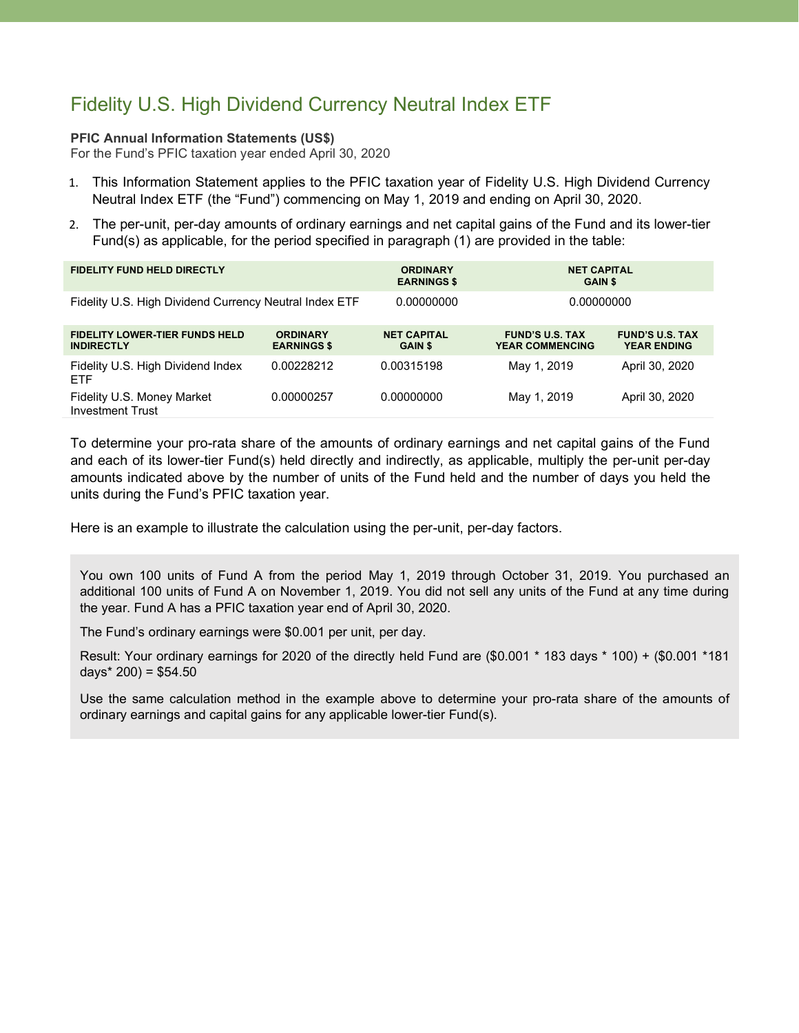# Fidelity U.S. High Dividend Currency Neutral Index ETF

**PFIC Annual Information Statements (US$)**
For the Fund's PFIC taxation year ended April 30, 2020

1. This Information Statement applies to the PFIC taxation year of Fidelity U.S. High Dividend Currency Neutral Index ETF (the "Fund") commencing on May 1, 2019 and ending on April 30, 2020.
2. The per-unit, per-day amounts of ordinary earnings and net capital gains of the Fund and its lower-tier Fund(s) as applicable, for the period specified in paragraph (1) are provided in the table:

| FIDELITY FUND HELD DIRECTLY | ORDINARY EARNINGS $ | NET CAPITAL GAIN $ |
|---|---|---|
| Fidelity U.S. High Dividend Currency Neutral Index ETF | 0.00000000 | 0.00000000 |

| FIDELITY LOWER-TIER FUNDS HELD INDIRECTLY | ORDINARY EARNINGS $ | NET CAPITAL GAIN $ | FUND'S U.S. TAX YEAR COMMENCING | FUND'S U.S. TAX YEAR ENDING |
|---|---|---|---|---|
| Fidelity U.S. High Dividend Index ETF | 0.00228212 | 0.00315198 | May 1, 2019 | April 30, 2020 |
| Fidelity U.S. Money Market Investment Trust | 0.00000257 | 0.00000000 | May 1, 2019 | April 30, 2020 |

To determine your pro-rata share of the amounts of ordinary earnings and net capital gains of the Fund and each of its lower-tier Fund(s) held directly and indirectly, as applicable, multiply the per-unit per-day amounts indicated above by the number of units of the Fund held and the number of days you held the units during the Fund's PFIC taxation year.

Here is an example to illustrate the calculation using the per-unit, per-day factors.

> You own 100 units of Fund A from the period May 1, 2019 through October 31, 2019. You purchased an additional 100 units of Fund A on November 1, 2019. You did not sell any units of the Fund at any time during the year. Fund A has a PFIC taxation year end of April 30, 2020.
>
> The Fund's ordinary earnings were $0.001 per unit, per day.
>
> Result: Your ordinary earnings for 2020 of the directly held Fund are ($0.001 * 183 days * 100) + ($0.001 *181 days* 200) = $54.50
>
> Use the same calculation method in the example above to determine your pro-rata share of the amounts of ordinary earnings and capital gains for any applicable lower-tier Fund(s).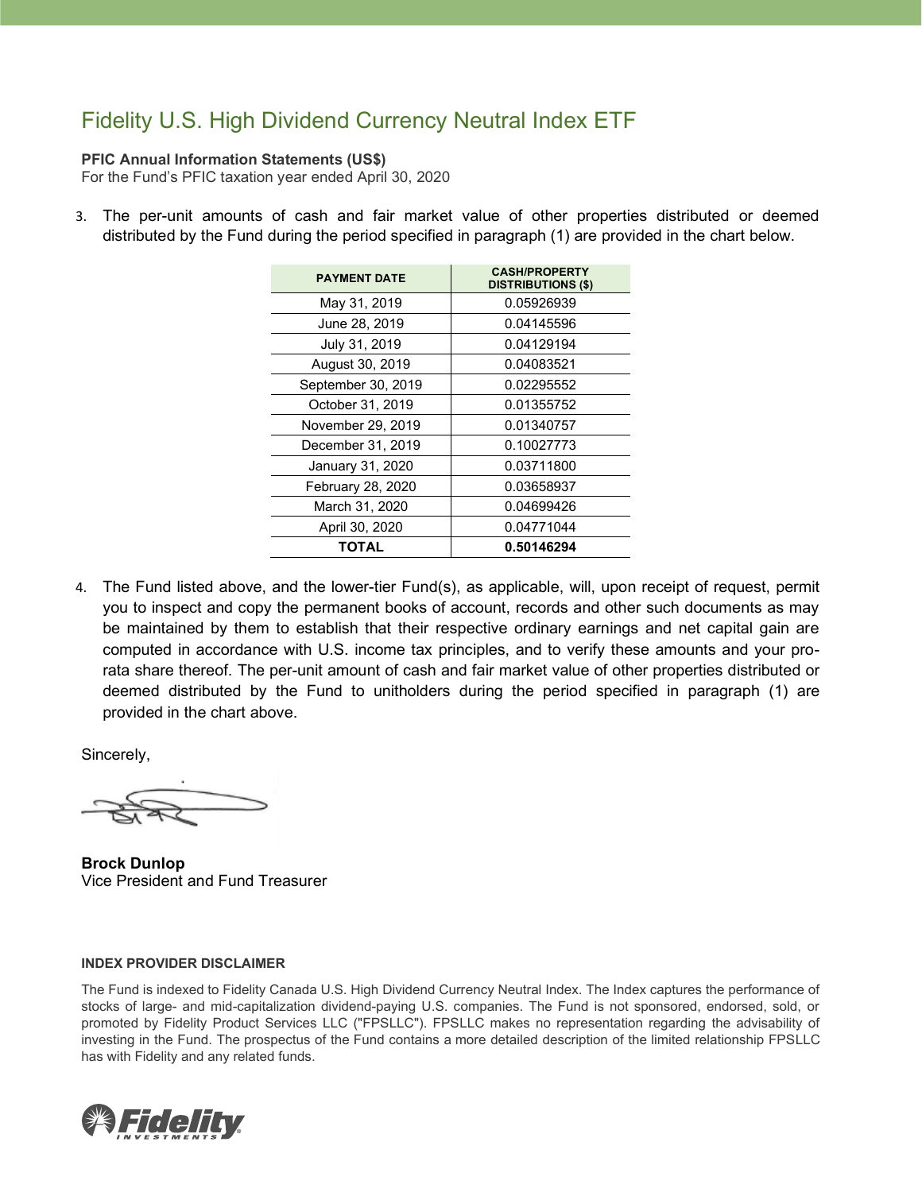# Fidelity U.S. High Dividend Currency Neutral Index ETF

**PFIC Annual Information Statements (US$)**
For the Fund's PFIC taxation year ended April 30, 2020

3. The per-unit amounts of cash and fair market value of other properties distributed or deemed distributed by the Fund during the period specified in paragraph (1) are provided in the chart below.

| PAYMENT DATE | CASH/PROPERTY DISTRIBUTIONS ($) |
|---|---|
| May 31, 2019 | 0.05926939 |
| June 28, 2019 | 0.04145596 |
| July 31, 2019 | 0.04129194 |
| August 30, 2019 | 0.04083521 |
| September 30, 2019 | 0.02295552 |
| October 31, 2019 | 0.01355752 |
| November 29, 2019 | 0.01340757 |
| December 31, 2019 | 0.10027773 |
| January 31, 2020 | 0.03711800 |
| February 28, 2020 | 0.03658937 |
| March 31, 2020 | 0.04699426 |
| April 30, 2020 | 0.04771044 |
| **TOTAL** | **0.50146294** |

4. The Fund listed above, and the lower-tier Fund(s), as applicable, will, upon receipt of request, permit you to inspect and copy the permanent books of account, records and other such documents as may be maintained by them to establish that their respective ordinary earnings and net capital gain are computed in accordance with U.S. income tax principles, and to verify these amounts and your pro-rata share thereof. The per-unit amount of cash and fair market value of other properties distributed or deemed distributed by the Fund to unitholders during the period specified in paragraph (1) are provided in the chart above.

Sincerely,

**Brock Dunlop**
Vice President and Fund Treasurer

**INDEX PROVIDER DISCLAIMER**

The Fund is indexed to Fidelity Canada U.S. High Dividend Currency Neutral Index. The Index captures the performance of stocks of large- and mid-capitalization dividend-paying U.S. companies. The Fund is not sponsored, endorsed, sold, or promoted by Fidelity Product Services LLC ("FPSLLC"). FPSLLC makes no representation regarding the advisability of investing in the Fund. The prospectus of the Fund contains a more detailed description of the limited relationship FPSLLC has with Fidelity and any related funds.